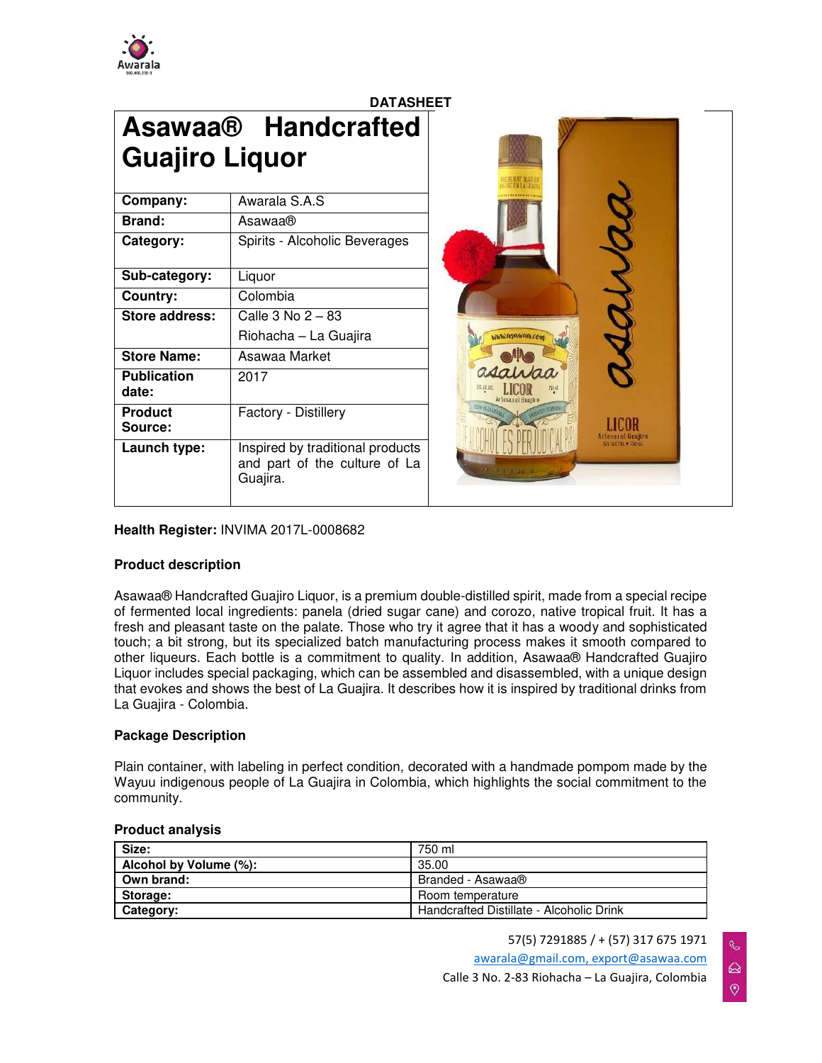DATASHEET

# Asawaa® Handcrafted Guajiro Liquor

| | |
|---|---|
| **Company:** | Awarala S.A.S |
| **Brand:** | Asawaa® |
| **Category:** | Spirits - Alcoholic Beverages |
| **Sub-category:** | Liquor |
| **Country:** | Colombia |
| **Store address:** | Calle 3 No 2 – 83 Riohacha – La Guajira |
| **Store Name:** | Asawaa Market |
| **Publication date:** | 2017 |
| **Product Source:** | Factory - Distillery |
| **Launch type:** | Inspired by traditional products and part of the culture of La Guajira. |

**Health Register:** INVIMA 2017L-0008682

### Product description

Asawaa® Handcrafted Guajiro Liquor, is a premium double-distilled spirit, made from a special recipe of fermented local ingredients: panela (dried sugar cane) and corozo, native tropical fruit. It has a fresh and pleasant taste on the palate. Those who try it agree that it has a woody and sophisticated touch; a bit strong, but its specialized batch manufacturing process makes it smooth compared to other liqueurs. Each bottle is a commitment to quality. In addition, Asawaa® Handcrafted Guajiro Liquor includes special packaging, which can be assembled and disassembled, with a unique design that evokes and shows the best of La Guajira. It describes how it is inspired by traditional drinks from La Guajira - Colombia.

### Package Description

Plain container, with labeling in perfect condition, decorated with a handmade pompom made by the Wayuu indigenous people of La Guajira in Colombia, which highlights the social commitment to the community.

### Product analysis

| | |
|---|---|
| **Size:** | 750 ml |
| **Alcohol by Volume (%):** | 35.00 |
| **Own brand:** | Branded - Asawaa® |
| **Storage:** | Room temperature |
| **Category:** | Handcrafted Distillate - Alcoholic Drink |

57(5) 7291885 / + (57) 317 675 1971

awarala@gmail.com, export@asawaa.com

Calle 3 No. 2-83 Riohacha – La Guajira, Colombia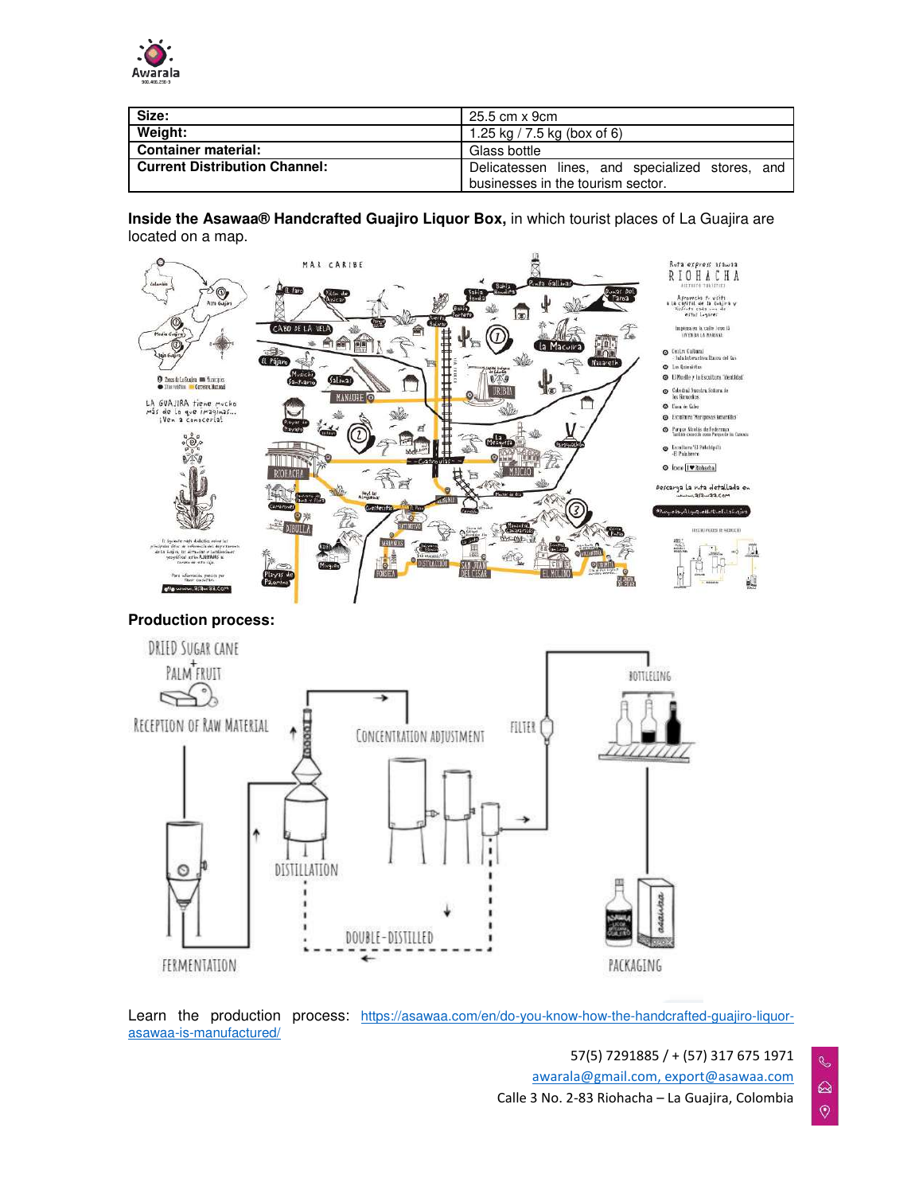| | |
|---|---|
| **Size:** | 25.5 cm x 9cm |
| **Weight:** | 1.25 kg / 7.5 kg (box of 6) |
| **Container material:** | Glass bottle |
| **Current Distribution Channel:** | Delicatessen lines, and specialized stores, and businesses in the tourism sector. |

**Inside the Asawaa® Handcrafted Guajiro Liquor Box,** in which tourist places of La Guajira are located on a map.

**Production process:**

DRIED SUGAR CANE
+
PALM FRUIT

RECEPTION OF RAW MATERIAL

FERMENTATION

DISTILLATION

CONCENTRATION ADJUSTMENT

DOUBLE-DISTILLED

FILTER

BOTTLELING

PACKAGING

Learn the production process: https://asawaa.com/en/do-you-know-how-the-handcrafted-guajiro-liquor-asawaa-is-manufactured/